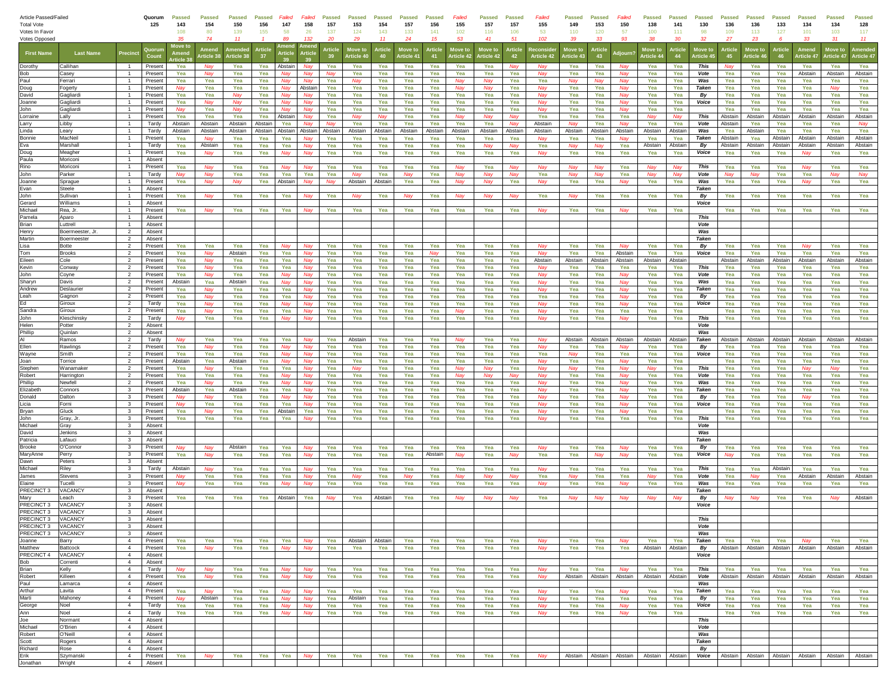| First Name | Last Name | Precinct | Quorum Count | Move to Amend Article 38 | Amend Article 38 | Amended Article 38 | Article 37 | Amend Article 39 | Amend Article 39 | Article 39 | Move to Article 40 | Article 40 | Move to Article 41 | Article 41 | Move to Article 42 | Move to Article 42 | Article 42 | Reconsider Article 42 | Move to Article 43 | Article 43 | Adjourn? | Move to Article 44 | Article 44 | Move to Article 45 | Article 45 | Move to Article 46 | Article 46 | Amend Article 47 | Move to Article 47 | Amended Article 47 |
|---|---|---|---|---|---|---|---|---|---|---|---|---|---|---|---|---|---|---|---|---|---|---|---|---|---|---|---|---|---|---|
| Article Passed/Failed | | | Quorum | Passed | Passed | Passed | Passed | Failed | Failed | Passed | Passed | Passed | Passed | Passed | Failed | Passed | Passed | Failed | Passed | Passed | Failed | Passed | Passed | Passed | Passed | Passed | Passed | Passed | Passed | Passed |
| Total Vote | | | 125 | 143 | 154 | 150 | 156 | 147 | 158 | 157 | 153 | 154 | 157 | 156 | 155 | 157 | 157 | 155 | 149 | 153 | 150 | 138 | 141 | 130 | 136 | 136 | 133 | 134 | 134 | 128 |
| Votes In Favor | | | | 108 | 80 | 139 | 155 | 58 | 26 | 137 | 124 | 143 | 133 | 141 | 102 | 116 | 106 | 53 | 110 | 120 | 57 | 100 | 111 | 98 | 109 | 113 | 127 | 101 | 103 | 117 |
| Votes Opposed | | | | 35 | 74 | 11 | 1 | 89 | 132 | 20 | 29 | 11 | 24 | 15 | 53 | 41 | 51 | 102 | 39 | 33 | 93 | 38 | 30 | 32 | 27 | 23 | 6 | 33 | 31 | 11 |
| Dorothy | Callihan | 1 | Present | Yea | Nay | Yea | Yea | Abstain | Nay | Yea | Yea | Yea | Yea | Yea | Yea | Yea | Nay | Nay | Yea | Yea | Nay | Yea | Yea | This | Nay | Yea | Yea | Yea | Yea | Yea |
| Bob | Casey | 1 | Present | Yea | Nay | Yea | Yea | Nay | Nay | Nay | Yea | Yea | Yea | Yea | Yea | Yea | Yea | Yea | Yea | Yea | Nay | Yea | Yea | Vote | Yea | Yea | Yea | Abstain | Abstain | Abstain |
| Paul | Ferrari | 1 | Present | Yea | Yea | Yea | Yea | Nay | Nay | Yea | Nay | Yea | Yea | Yea | Nay | Nay | Yea | Yea | Nay | Nay | Nay | Yea | Yea | Was | Yea | Yea | Yea | Yea | Yea | Yea |
| Doug | Fogerty | 1 | Present | Nay | Yea | Yea | Yea | Nay | Abstain | Yea | Yea | Yea | Yea | Yea | Nay | Nay | Yea | Nay | Yea | Yea | Nay | Yea | Yea | Taken | Yea | Yea | Yea | Yea | Nay | Yea |
| David | Gagliardi | 1 | Present | Yea | Yea | Nay | Yea | Nay | Nay | Yea | Yea | Yea | Yea | Yea | Yea | Yea | Yea | Nay | Yea | Yea | Nay | Yea | Yea | By | Yea | Yea | Yea | Yea | Yea | Yea |
| Joanne | Gagliardi | 1 | Present | Yea | Nay | Nay | Yea | Nay | Nay | Yea | Yea | Yea | Yea | Yea | Yea | Yea | Yea | Nay | Yea | Yea | Nay | Yea | Yea | Voice | Yea | Yea | Yea | Yea | Yea | Yea |
| John | Gagliardi | 1 | Present | Nay | Yea | Nay | Yea | Nay | Nay | Yea | Yea | Yea | Yea | Yea | Yea | Yea | Yea | Nay | Yea | Yea | Nay | Yea | Yea | | Yea | Yea | Yea | Yea | Yea | Yea |
| Lorraine | Lally | 1 | Present | Yea | Yea | Yea | Yea | Abstain | Nay | Yea | Nay | Nay | Yea | Yea | Nay | Nay | Nay | Yea | Yea | Yea | Yea | Nay | Nay | This | Abstain | Abstain | Abstain | Abstain | Abstain | Abstain |
| Larry | Libby | 1 | Tardy | Abstain | Abstain | Abstain | Abstain | Yea | Nay | Nay | Yea | Yea | Yea | Yea | Yea | Yea | Nay | Abstain | Nay | Yea | Nay | Yea | Yea | Vote | Abstain | Yea | Yea | Yea | Yea | Nay |
| Linda | Leary | 1 | Tardy | Abstain | Abstain | Abstain | Abstain | Abstain | Abstain | Abstain | Abstain | Abstain | Abstain | Abstain | Abstain | Abstain | Abstain | Abstain | Abstain | Abstain | Abstain | Abstain | Abstain | Was | Yea | Abstain | Yea | Yea | Yea | Yea |
| Bonnie | MacNeil | 1 | Present | Yea | Nay | Yea | Yea | Yea | Nay | Yea | Yea | Yea | Yea | Yea | Yea | Yea | Yea | Nay | Yea | Yea | Nay | Yea | Yea | Taken | Abstain | Yea | Abstain | Abstain | Abstain | Abstain |
| Eva | Marshall | 1 | Tardy | Yea | Abstain | Yea | Yea | Yea | Nay | Yea | Yea | Yea | Yea | Yea | Yea | Nay | Nay | Yea | Nay | Nay | Yea | Abstain | Abstain | By | Abstain | Abstain | Abstain | Abstain | Abstain | Abstain |
| Doug | Meagher | 1 | Present | Yea | Nay | Yea | Yea | Nay | Nay | Yea | Yea | Yea | Yea | Yea | Yea | Yea | Yea | Nay | Yea | Yea | Yea | Yea | Yea | Voice | Yea | Yea | Yea | Nay | Yea | Yea |
| Paula | Moriconi | 1 | Absent | | | | | | | | | | | | | | | | | | | | | | | | | | | |
| Rino | Moriconi | 1 | Present | Yea | Nay | Yea | Yea | Nay | Nay | Yea | Yea | Yea | Yea | Yea | Nay | Yea | Nay | Yea | Nay | Nay | Yea | Nay | Nay | This | Yea | Yea | Yea | Nay | Yea | Yea |
| John | Parker | 1 | Tardy | Nay | Nay | Yea | Yea | Yea | Yea | Yea | Nay | Yea | Nay | Yea | Nay | Nay | Nay | Yea | Nay | Nay | Yea | Nay | Nay | Vote | Nay | Nay | Yea | Yea | Nay | Nay |
| Joanne | Sprague | 1 | Present | Yea | Nay | Nay | Yea | Abstain | Nay | Nay | Abstain | Abstain | Yea | Yea | Nay | Nay | Yea | Nay | Yea | Yea | Nay | Yea | Yea | Was | Yea | Yea | Yea | Nay | Yea | Yea |
| Evan | Steele | 1 | Absent | | | | | | | | | | | | | | | | | | | | | | | Taken | | | | | | |
| John | Sullivan | 1 | Present | Yea | Nay | Yea | Yea | Yea | Nay | Yea | Nay | Yea | Nay | Yea | Nay | Nay | Nay | Yea | Nay | Yea | Yea | Yea | Yea | By | Yea | Yea | Yea | Yea | Yea | Yea |
| Gerard | Williams | 1 | Absent | | | | | | | | | | | | | | | | | | | | | | | Voice | | | | | | |
| Michael | Rea, Jr. | 1 | Present | Yea | Nay | Yea | Yea | Yea | Nay | Yea | Yea | Yea | Yea | Yea | Yea | Yea | Yea | Nay | Yea | Yea | Nay | Yea | Yea | | Yea | Yea | Yea | Yea | Yea | Yea |
| Pamela | Aparo | 1 | Absent | | | | | | | | | | | | | | | | | | | | | | | This | | | | | | |
| Brian | Luttrell | 1 | Absent | | | | | | | | | | | | | | | | | | | | | | | Vote | | | | | | |
| Henry | Boermeester, Jr. | 2 | Absent | | | | | | | | | | | | | | | | | | | | | | | Was | | | | | | |
| Martin | Boermeester | 2 | Absent | | | | | | | | | | | | | | | | | | | | | | | Taken | | | | | | |
| Lisa | Botte | 2 | Present | Yea | Yea | Yea | Yea | Nay | Nay | Yea | Yea | Yea | Yea | Yea | Yea | Yea | Yea | Nay | Yea | Yea | Nay | Yea | Yea | By | Yea | Yea | Yea | Nay | Yea | Yea |
| Tom | Brooks | 2 | Present | Yea | Nay | Abstain | Yea | Yea | Nay | Yea | Yea | Yea | Yea | Nay | Yea | Yea | Yea | Nay | Yea | Yea | Abstain | Yea | Yea | Voice | Yea | Yea | Yea | Yea | Yea | Yea |
| Eileen | Cole | 2 | Present | Yea | Nay | Yea | Yea | Yea | Nay | Yea | Yea | Yea | Yea | Yea | Yea | Yea | Yea | Abstain | Abstain | Abstain | Abstain | Abstain | Abstain | | Abstain | Abstain | Abstain | Abstain | Abstain | Abstain |
| Kevin | Conway | 2 | Present | Yea | Nay | Yea | Yea | Yea | Nay | Yea | Yea | Yea | Yea | Yea | Yea | Yea | Yea | Nay | Yea | Yea | Yea | Yea | Yea | This | Yea | Yea | Yea | Yea | Yea | Yea |
| John | Coyne | 2 | Present | Yea | Nay | Yea | Yea | Nay | Nay | Yea | Yea | Yea | Yea | Yea | Yea | Yea | Yea | Nay | Yea | Yea | Nay | Yea | Yea | Vote | Yea | Yea | Yea | Yea | Yea | Yea |
| Sharyn | Davis | 2 | Present | Abstain | Yea | Abstain | Yea | Nay | Nay | Yea | Yea | Yea | Yea | Yea | Yea | Yea | Yea | Nay | Yea | Yea | Nay | Yea | Yea | Was | Yea | Yea | Yea | Yea | Yea | Yea |
| Andrew | Deslaurier | 2 | Present | Yea | Nay | Yea | Yea | Yea | Nay | Yea | Yea | Yea | Yea | Yea | Yea | Yea | Yea | Nay | Yea | Yea | Nay | Yea | Yea | Taken | Yea | Yea | Yea | Yea | Yea | Yea |
| Leah | Gagnon | 2 | Present | Yea | Nay | Yea | Yea | Yea | Nay | Yea | Yea | Yea | Yea | Yea | Yea | Yea | Yea | Yea | Yea | Yea | Nay | Yea | Yea | By | Yea | Yea | Yea | Yea | Yea | Yea |
| Ed | Giroux | 2 | Tardy | Yea | Nay | Yea | Yea | Nay | Nay | Yea | Yea | Yea | Yea | Yea | Yea | Yea | Yea | Nay | Yea | Yea | Nay | Yea | Yea | Voice | Yea | Yea | Yea | Yea | Yea | Yea |
| Sandra | Giroux | 2 | Present | Yea | Nay | Yea | Yea | Yea | Nay | Yea | Yea | Yea | Yea | Yea | Nay | Yea | Yea | Nay | Yea | Yea | Yea | Yea | Yea | | Yea | Yea | Yea | Yea | Yea | Yea |
| John | Kleschinsky | 2 | Tardy | Nay | Yea | Yea | Yea | Nay | Nay | Yea | Yea | Yea | Yea | Yea | Yea | Yea | Yea | Nay | Yea | Yea | Nay | Yea | Yea | This | Yea | Yea | Yea | Yea | Yea | Yea |
| Helen | Potter | 2 | Absent | | | | | | | | | | | | | | | | | | | | | | | Vote | | | | | | |
| Phillip | Quinlan | 2 | Absent | | | | | | | | | | | | | | | | | | | | | | | Was | | | | | | |
| Al | Ramos | 2 | Tardy | Nay | Yea | Yea | Yea | Yea | Nay | Yea | Abstain | Yea | Yea | Yea | Nay | Yea | Yea | Nay | Abstain | Abstain | Abstain | Abstain | Abstain | Taken | Abstain | Abstain | Abstain | Abstain | Abstain | Abstain |
| Ellen | Rawlings | 2 | Present | Yea | Nay | Yea | Yea | Nay | Nay | Yea | Yea | Yea | Yea | Yea | Yea | Yea | Yea | Nay | Yea | Yea | Nay | Yea | Yea | By | Yea | Yea | Yea | Yea | Yea | Yea |
| Wayne | Smith | 2 | Present | Yea | Yea | Yea | Yea | Nay | Nay | Yea | Yea | Yea | Yea | Yea | Yea | Yea | Yea | Yea | Nay | Yea | Yea | Yea | Yea | Voice | Yea | Yea | Yea | Yea | Yea | Yea |
| Joan | Torrice | 2 | Present | Abstain | Yea | Abstain | Yea | Nay | Nay | Yea | Yea | Yea | Yea | Yea | Yea | Yea | Yea | Nay | Yea | Yea | Nay | Yea | Yea | | Yea | Yea | Yea | Yea | Yea | Yea |
| Stephen | Wanamaker | 2 | Present | Yea | Nay | Yea | Yea | Yea | Nay | Yea | Nay | Yea | Yea | Yea | Nay | Nay | Yea | Nay | Nay | Yea | Nay | Nay | Yea | This | Yea | Yea | Yea | Nay | Nay | Yea |
| Robert | Harrington | 2 | Present | Yea | Yea | Yea | Yea | Nay | Nay | Yea | Yea | Yea | Yea | Yea | Nay | Nay | Nay | Nay | Yea | Yea | Nay | Yea | Yea | Vote | Yea | Yea | Yea | Yea | Yea | Yea |
| Phillip | Newfell | 2 | Present | Yea | Nay | Yea | Yea | Nay | Nay | Yea | Yea | Yea | Yea | Yea | Yea | Yea | Yea | Nay | Yea | Yea | Nay | Yea | Yea | Was | Yea | Yea | Yea | Yea | Yea | Yea |
| Elizabeth | Connors | 3 | Present | Abstain | Yea | Abstain | Yea | Yea | Nay | Yea | Yea | Yea | Yea | Yea | Yea | Yea | Yea | Nay | Yea | Yea | Nay | Yea | Yea | Taken | Yea | Yea | Yea | Yea | Yea | Yea |
| Donald | Dalton | 3 | Present | Nay | Nay | Yea | Yea | Nay | Nay | Yea | Yea | Yea | Yea | Yea | Yea | Yea | Yea | Nay | Yea | Yea | Nay | Yea | Yea | By | Yea | Yea | Yea | Nay | Yea | Yea |
| Licia | Forni | 3 | Present | Nay | Yea | Yea | Yea | Yea | Nay | Yea | Yea | Yea | Yea | Yea | Yea | Yea | Yea | Nay | Yea | Yea | Nay | Yea | Yea | Voice | Yea | Yea | Yea | Yea | Yea | Yea |
| Bryan | Gluck | 3 | Present | Yea | Nay | Yea | Yea | Abstain | Yea | Yea | Yea | Yea | Yea | Yea | Yea | Yea | Yea | Nay | Yea | Yea | Nay | Yea | Yea | | Yea | Yea | Yea | Yea | Yea | Yea |
| John | Gray, Jr. | 3 | Present | Yea | Yea | Yea | Yea | Yea | Nay | Yea | Yea | Yea | Yea | Yea | Yea | Yea | Yea | Nay | Yea | Yea | Yea | Yea | Yea | This | Yea | Yea | Yea | Yea | Yea | Yea |
| Michael | Gray | 3 | Absent | | | | | | | | | | | | | | | | | | | | | | | Vote | | | | | | |
| David | Jenkins | 3 | Absent | | | | | | | | | | | | | | | | | | | | | | | Was | | | | | | |
| Patricia | Lafauci | 3 | Absent | | | | | | | | | | | | | | | | | | | | | | | Taken | | | | | | |
| Brooke | O'Connor | 3 | Present | Nay | Nay | Abstain | Yea | Yea | Nay | Yea | Yea | Yea | Yea | Yea | Yea | Yea | Yea | Nay | Yea | Yea | Nay | Yea | Yea | By | Yea | Yea | Yea | Yea | Yea | Yea |
| MaryAnne | Perry | 3 | Present | Yea | Nay | Yea | Yea | Yea | Nay | Yea | Yea | Yea | Yea | Abstain | Nay | Yea | Nay | Yea | Yea | Nay | Nay | Yea | Yea | Voice | Nay | Yea | Yea | Yea | Yea | Yea |
| Dawn | Peters | 3 | Absent | | | | | | | | | | | | | | | | | | | | | | | | | | | |
| Michael | Riley | 3 | Tardy | Abstain | Nay | Yea | Yea | Yea | Nay | Yea | Yea | Yea | Yea | Yea | Yea | Yea | Yea | Nay | Yea | Yea | Yea | Yea | Yea | This | Yea | Yea | Abstain | Yea | Yea | Yea |
| James | Stevens | 3 | Present | Nay | Yea | Yea | Yea | Yea | Nay | Yea | Nay | Yea | Nay | Yea | Nay | Nay | Nay | Yea | Nay | Yea | Yea | Nay | Yea | Vote | Yea | Nay | Yea | Abstain | Abstain | Abstain |
| Elaine | Tucelli | 3 | Present | Nay | Yea | Yea | Yea | Nay | Nay | Yea | Yea | Yea | Yea | Yea | Yea | Yea | Yea | Nay | Yea | Yea | Nay | Yea | Yea | Was | Yea | Yea | Yea | Yea | Yea | Yea |
| PRECINCT 3 | VACANCY | 3 | Absent | | | | | | | | | | | | | | | | | | | | | | | Taken | | | | | | |
| Mary | Leach | 3 | Present | Yea | Yea | Yea | Yea | Abstain | Yea | Nay | Yea | Abstain | Yea | Yea | Nay | Nay | Nay | Yea | Nay | Yea | Nay | Nay | Nay | By | Nay | Nay | Yea | Yea | Nay | Abstain |
| PRECINCT 3 | VACANCY | 3 | Absent | | | | | | | | | | | | | | | | | | | | | | | Voice | | | | | | |
| PRECINCT 3 | VACANCY | 3 | Absent | | | | | | | | | | | | | | | | | | | | | | | | | | | |
| PRECINCT 3 | VACANCY | 3 | Absent | | | | | | | | | | | | | | | | | | | | | | | This | | | | | | |
| PRECINCT 3 | VACANCY | 3 | Absent | | | | | | | | | | | | | | | | | | | | | | | Vote | | | | | | |
| PRECINCT 3 | VACANCY | 3 | Absent | | | | | | | | | | | | | | | | | | | | | | | Was | | | | | | |
| Joanne | Barry | 4 | Present | Yea | Yea | Yea | Yea | Yea | Nay | Yea | Abstain | Abstain | Yea | Yea | Yea | Yea | Yea | Nay | Yea | Yea | Nay | Yea | Yea | Taken | Yea | Yea | Yea | Nay | Yea | Yea |
| Matthew | Battcock | 4 | Present | Yea | Nay | Yea | Yea | Nay | Nay | Yea | Yea | Yea | Yea | Yea | Yea | Yea | Yea | Nay | Yea | Yea | Yea | Abstain | Abstain | By | Abstain | Abstain | Abstain | Abstain | Abstain | Abstain |
| PRECINCT 4 | VACANCY | 4 | Absent | | | | | | | | | | | | | | | | | | | | | | | Voice | | | | | | |
| Bob | Correnti | 4 | Absent | | | | | | | | | | | | | | | | | | | | | | | | | | | |
| Brian | Kelly | 4 | Tardy | Nay | Nay | Yea | Yea | Nay | Nay | Yea | Yea | Yea | Yea | Yea | Yea | Yea | Yea | Nay | Yea | Yea | Nay | Yea | Yea | This | Yea | Yea | Yea | Yea | Yea | Yea |
| Robert | Killeen | 4 | Present | Yea | Nay | Yea | Yea | Nay | Nay | Yea | Yea | Yea | Yea | Yea | Yea | Yea | Yea | Nay | Abstain | Abstain | Abstain | Abstain | Abstain | Vote | Abstain | Abstain | Abstain | Abstain | Abstain | Abstain |
| Paul | Lamarca | 4 | Absent | | | | | | | | | | | | | | | | | | | | | | | Was | | | | | | |
| Arthur | Lavita | 4 | Present | Yea | Nay | Yea | Yea | Nay | Nay | Yea | Yea | Yea | Yea | Yea | Yea | Yea | Yea | Nay | Yea | Yea | Nay | Yea | Yea | Taken | Yea | Yea | Yea | Yea | Yea | Yea |
| Marti | Mahoney | 4 | Present | Nay | Abstain | Yea | Yea | Nay | Nay | Yea | Abstain | Yea | Yea | Yea | Yea | Yea | Yea | Nay | Yea | Yea | Yea | Yea | Yea | By | Yea | Yea | Yea | Yea | Yea | Yea |
| George | Noel | 4 | Tardy | Yea | Yea | Yea | Yea | Nay | Nay | Yea | Yea | Yea | Yea | Yea | Yea | Yea | Yea | Nay | Yea | Yea | Nay | Yea | Yea | Voice | Yea | Yea | Yea | Yea | Yea | Yea |
| Ann | Noel | 4 | Tardy | Yea | Yea | Yea | Yea | Nay | Nay | Yea | Yea | Yea | Yea | Yea | Yea | Yea | Yea | Nay | Yea | Yea | Nay | Yea | Yea | | Yea | Yea | Yea | Yea | Yea | Yea |
| Joe | Normant | 4 | Absent | | | | | | | | | | | | | | | | | | | | | | | This | | | | | | |
| Michael | O'Brien | 4 | Absent | | | | | | | | | | | | | | | | | | | | | | | Vote | | | | | | |
| Robert | O'Neill | 4 | Absent | | | | | | | | | | | | | | | | | | | | | | | Was | | | | | | |
| Scott | Rogers | 4 | Absent | | | | | | | | | | | | | | | | | | | | | | | Taken | | | | | | |
| Richard | Rose | 4 | Absent | | | | | | | | | | | | | | | | | | | | | | | By | | | | | | |
| Erik | Szymanski | 4 | Present | Yea | Nay | Yea | Yea | Yea | Nay | Yea | Yea | Yea | Yea | Yea | Yea | Yea | Yea | Nay | Abstain | Abstain | Abstain | Abstain | Abstain | Voice | Abstain | Abstain | Abstain | Abstain | Abstain | Abstain |
| Jonathan | Wright | 4 | Absent | | | | | | | | | | | | | | | | | | | | | | | | | | | |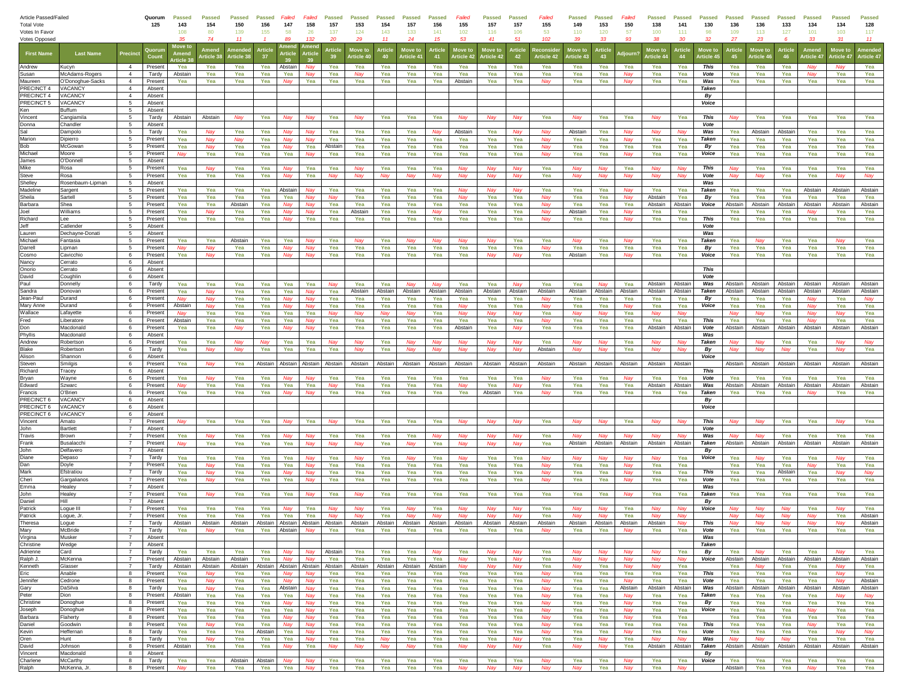| First Name | Last Name | Precinct | Quorum Count | Move to Amend Article 38 | Amend Article 38 | Amended Article 38 | Article 37 | Amend Article 39 | Amend Article 39 | Article 39 | Move to Article 40 | Article 40 | Move to Article 41 | Article 41 | Move to Article 42 | Move to Article 42 | Article 42 | Reconsider Article 42 | Move to Article 43 | Article 43 | Adjourn? | Move to Article 44 | Article 44 | Move to Article 45 | Article 45 | Move to Article 46 | Article 46 | Amend Article 47 | Move to Article 47 | Amended Article 47 |
|---|---|---|---|---|---|---|---|---|---|---|---|---|---|---|---|---|---|---|---|---|---|---|---|---|---|---|---|---|---|---|
| Article Passed/Failed | | | Quorum | Passed | Passed | Passed | Passed | Failed | Failed | Passed | Passed | Passed | Passed | Passed | Failed | Passed | Passed | Failed | Passed | Passed | Failed | Passed | Passed | Passed | Passed | Passed | Passed | Passed | Passed | Passed |
| Total Vote | | | 125 | 143 | 154 | 150 | 156 | 147 | 158 | 157 | 153 | 154 | 157 | 156 | 155 | 157 | 157 | 155 | 149 | 153 | 150 | 138 | 141 | 130 | 136 | 136 | 133 | 134 | 134 | 128 |
| Votes In Favor | | | | 108 | 80 | 139 | 155 | 58 | 26 | 137 | 124 | 143 | 133 | 141 | 102 | 116 | 106 | 53 | 110 | 120 | 57 | 100 | 111 | 98 | 109 | 113 | 127 | 101 | 103 | 117 |
| Votes Opposed | | | | 35 | 74 | 11 | 1 | 89 | 132 | 20 | 29 | 11 | 24 | 15 | 53 | 41 | 51 | 102 | 39 | 33 | 93 | 38 | 30 | 32 | 27 | 23 | 6 | 33 | 31 | 11 |
| Andrew | Kucyn | 4 | Present | Yea | Yea | Yea | Yea | Abstain | Nay | Yea | Yea | Yea | Yea | Yea | Yea | Yea | Yea | Yea | Yea | Yea | Yea | Yea | Yea | This | Yea | Yea | Yea | Nay | Nay | Yea |
| Susan | McAdams-Rogers | 4 | Tardy | Abstain | Yea | Yea | Yea | Yea | Nay | Yea | Nay | Yea | Yea | Yea | Yea | Yea | Yea | Yea | Yea | Yea | Nay | Yea | Yea | Vote | Yea | Yea | Yea | Nay | Yea | Yea |
| Maureen | O'Donoghue-Sacks | 4 | Present | Yea | Yea | Yea | Yea | Nay | Yea | Yea | Yea | Yea | Yea | Yea | Abstain | Yea | Yea | Nay | Yea | Yea | Nay | Yea | Yea | Was | Yea | Yea | Yea | Yea | Yea | Yea |
| PRECINCT 4 | VACANCY | 4 | Absent | | | | | | | | | | | | | | | | | | | | | Taken | | | | | | |
| PRECINCT 4 | VACANCY | 4 | Absent | | | | | | | | | | | | | | | | | | | | | By | | | | | | |
| PRECINCT 5 | VACANCY | 5 | Absent | | | | | | | | | | | | | | | | | | | | | Voice | | | | | | |
| Ken | Buffum | 5 | Absent | | | | | | | | | | | | | | | | | | | | | | | | | | | |
| Vincent | Cangiamila | 5 | Tardy | Abstain | Abstain | Nay | Yea | Nay | Nay | Yea | Nay | Yea | Yea | Yea | Nay | Nay | Nay | Yea | Nay | Yea | Yea | Nay | Yea | This | Nay | Yea | Yea | Yea | Yea | Yea |
| Donna | Chandler | 5 | Absent | | | | | | | | | | | | | | | | | | | | | Vote | | | | | | |
| Sal | Dampolo | 5 | Tardy | Yea | Nay | Yea | Yea | Nay | Nay | Yea | Yea | Yea | Yea | Nay | Abstain | Yea | Nay | Nay | Abstain | Yea | Nay | Nay | Nay | Was | Yea | Abstain | Abstain | Yea | Yea | Yea |
| Marion | Dipierro | 5 | Present | Yea | Nay | Nay | Yea | Nay | Nay | Yea | Yea | Yea | Yea | Yea | Yea | Yea | Yea | Nay | Yea | Yea | Nay | Yea | Yea | Taken | Yea | Yea | Yea | Yea | Yea | Yea |
| Bob | McGowan | 5 | Present | Yea | Nay | Yea | Yea | Nay | Yea | Abstain | Yea | Yea | Yea | Yea | Yea | Yea | Yea | Nay | Yea | Yea | Yea | Yea | Yea | By | Yea | Yea | Yea | Yea | Yea | Yea |
| Michael | Moore | 5 | Present | Nay | Yea | Yea | Yea | Yea | Nay | Yea | Yea | Yea | Yea | Yea | Yea | Yea | Yea | Nay | Yea | Yea | Nay | Yea | Yea | Voice | Yea | Yea | Yea | Yea | Yea | Yea |
| James | O'Donnell | 5 | Absent | | | | | | | | | | | | | | | | | | | | | | | | | | | |
| Mike | Rosa | 5 | Present | Yea | Nay | Yea | Yea | Nay | Yea | Yea | Nay | Yea | Yea | Yea | Nay | Nay | Nay | Yea | Nay | Nay | Yea | Nay | Nay | This | Nay | Yea | Yea | Yea | Yea | Yea |
| Steve | Rosa | 5 | Present | Yea | Yea | Yea | Yea | Nay | Yea | Nay | Nay | Nay | Nay | Nay | Nay | Nay | Nay | Yea | Nay | Nay | Nay | Nay | Nay | Vote | Nay | Nay | Yea | Yea | Nay | Nay |
| Shelley | Rosenbaum-Lipman | 5 | Absent | | | | | | | | | | | | | | | | | | | | | Was | | | | | | |
| Madeline | Sargent | 5 | Present | Yea | Yea | Yea | Yea | Abstain | Nay | Yea | Yea | Yea | Yea | Yea | Nay | Nay | Nay | Yea | Yea | Yea | Nay | Yea | Yea | Taken | Yea | Yea | Yea | Abstain | Abstain | Abstain |
| Sheila | Sartell | 5 | Present | Yea | Yea | Yea | Yea | Yea | Nay | Nay | Yea | Yea | Yea | Yea | Nay | Yea | Yea | Nay | Yea | Yea | Nay | Abstain | Yea | By | Yea | Yea | Yea | Yea | Yea | Yea |
| Barbara | Shea | 5 | Present | Yea | Yea | Abstain | Yea | Nay | Nay | Yea | Yea | Yea | Yea | Yea | Yea | Yea | Yea | Nay | Yea | Yea | Yea | Abstain | Abstain | Voice | Abstain | Abstain | Abstain | Abstain | Abstain | Abstain |
| Joel | Williams | 5 | Present | Yea | Nay | Yea | Yea | Nay | Nay | Yea | Abstain | Yea | Yea | Nay | Yea | Yea | Yea | Nay | Abstain | Yea | Nay | Yea | Yea | | Yea | Yea | Yea | Nay | Yea | Yea |
| Richard | Lee | 5 | Present | Yea | Yea | Yea | Yea | Nay | Yea | Yea | Yea | Yea | Yea | Yea | Yea | Yea | Yea | Nay | Yea | Yea | Nay | Yea | Yea | This | Yea | Yea | Yea | Yea | Yea | Yea |
| Jeff | Catlender | 5 | Absent | | | | | | | | | | | | | | | | | | | | | Vote | | | | | | |
| Lauren | Dechayne-Donati | 5 | Absent | | | | | | | | | | | | | | | | | | | | | Was | | | | | | |
| Michael | Fantasia | 5 | Present | Yea | Yea | Abstain | Yea | Yea | Nay | Yea | Nay | Yea | Nay | Nay | Nay | Nay | Yea | Yea | Nay | Yea | Nay | Yea | Yea | Taken | Yea | Nay | Yea | Yea | Nay | Yea |
| Darrell | Lipman | 5 | Present | Nay | Nay | Yea | Yea | Nay | Nay | Yea | Yea | Yea | Yea | Yea | Yea | Yea | Yea | Nay | Yea | Yea | Yea | Yea | Yea | By | Yea | Yea | Yea | Yea | Yea | Yea |
| Cosmo | Cavicchio | 6 | Present | Yea | Nay | Yea | Yea | Nay | Nay | Yea | Yea | Yea | Yea | Yea | Yea | Nay | Nay | Yea | Abstain | Yea | Nay | Yea | Yea | Voice | Yea | Yea | Yea | Yea | Yea | Yea |
| Nancy | Cerrato | 6 | Absent | | | | | | | | | | | | | | | | | | | | | | | | | | | |
| Onorio | Cerrato | 6 | Absent | | | | | | | | | | | | | | | | | | | | | This | | | | | | |
| David | Coughlin | 6 | Absent | | | | | | | | | | | | | | | | | | | | | Vote | | | | | | |
| Paul | Donnelly | 6 | Tardy | Yea | Yea | Yea | Yea | Yea | Yea | Nay | Yea | Yea | Nay | Nay | Yea | Yea | Nay | Yea | Yea | Nay | Yea | Abstain | Abstain | Was | Abstain | Abstain | Abstain | Abstain | Abstain | Abstain |
| Sandra | Donovan | 6 | Present | Yea | Nay | Yea | Yea | Yea | Nay | Yea | Abstain | Abstain | Abstain | Abstain | Abstain | Abstain | Abstain | Abstain | Abstain | Abstain | Abstain | Abstain | Abstain | Taken | Abstain | Abstain | Abstain | Abstain | Abstain | Abstain |
| Jean-Paul | Durand | 6 | Present | Nay | Nay | Yea | Yea | Nay | Nay | Yea | Yea | Yea | Yea | Yea | Yea | Yea | Yea | Nay | Yea | Yea | Yea | Yea | Yea | By | Yea | Yea | Yea | Nay | Yea | Nay |
| Mary Anne | Durand | 6 | Present | Abstain | Nay | Yea | Yea | Nay | Nay | Yea | Yea | Yea | Yea | Yea | Nay | Yea | Yea | Nay | Yea | Yea | Nay | Yea | Yea | Voice | Yea | Yea | Yea | Nay | Yea | Yea |
| Wallace | Lafayette | 6 | Present | Nay | Yea | Yea | Yea | Yea | Yea | Yea | Nay | Nay | Nay | Yea | Nay | Nay | Nay | Yea | Nay | Nay | Yea | Nay | Nay | | Nay | Nay | Yea | Nay | Nay | Yea |
| Fred | Liberatore | 6 | Present | Abstain | Yea | Yea | Yea | Yea | Nay | Yea | Yea | Yea | Yea | Yea | Yea | Yea | Yea | Nay | Yea | Yea | Yea | Yea | Yea | This | Yea | Yea | Yea | Nay | Yea | Yea |
| Don | Macdonald | 6 | Present | Yea | Yea | Nay | Yea | Nay | Nay | Yea | Yea | Yea | Yea | Yea | Abstain | Yea | Nay | Yea | Yea | Yea | Yea | Abstain | Abstain | Vote | Abstain | Abstain | Abstain | Abstain | Abstain | Abstain |
| Phyllis | Macdonald | 6 | Absent | | | | | | | | | | | | | | | | | | | | | Was | | | | | | |
| Andrew | Robertson | 6 | Present | Yea | Yea | Nay | Nay | Yea | Yea | Nay | Nay | Yea | Nay | Nay | Nay | Nay | Nay | Yea | Nay | Nay | Yea | Nay | Nay | Taken | Nay | Nay | Yea | Yea | Nay | Nay |
| Blake | Robertson | 6 | Tardy | Yea | Nay | Nay | Yea | Yea | Yea | Yea | Nay | Yea | Nay | Nay | Nay | Nay | Nay | Abstain | Nay | Nay | Yea | Nay | Nay | By | Nay | Nay | Nay | Yea | Nay | Yea |
| Alison | Shannon | 6 | Absent | | | | | | | | | | | | | | | | | | | | | Voice | | | | | | |
| Steven | Smilgis | 6 | Present | Yea | Nay | Yea | Abstain | Abstain | Abstain | Abstain | Abstain | Abstain | Abstain | Abstain | Abstain | Abstain | Abstain | Abstain | Abstain | Abstain | Abstain | Abstain | Abstain | | Abstain | Abstain | Abstain | Abstain | Abstain | Abstain |
| Richard | Tracey | 6 | Absent | | | | | | | | | | | | | | | | | | | | | This | | | | | | |
| Bryan | Wayne | 6 | Present | Yea | Nay | Yea | Yea | Nay | Nay | Yea | Yea | Yea | Yea | Yea | Yea | Yea | Yea | Nay | Yea | Yea | Nay | Yea | Yea | Vote | Yea | Yea | Yea | Yea | Yea | Yea |
| Edward | Szwarc | 6 | Present | Nay | Yea | Yea | Yea | Yea | Yea | Nay | Yea | Yea | Yea | Yea | Nay | Yea | Nay | Yea | Yea | Yea | Yea | Abstain | Abstain | Was | Abstain | Abstain | Abstain | Abstain | Abstain | Abstain |
| Francis | O'Brien | 6 | Present | Yea | Yea | Yea | Yea | Nay | Nay | Yea | Yea | Yea | Yea | Yea | Yea | Abstain | Yea | Nay | Yea | Yea | Yea | Yea | Yea | Taken | Yea | Yea | Yea | Nay | Yea | Yea |
| PRECINCT 6 | VACANCY | 6 | Absent | | | | | | | | | | | | | | | | | | | | | By | | | | | | |
| PRECINCT 6 | VACANCY | 6 | Absent | | | | | | | | | | | | | | | | | | | | | Voice | | | | | | |
| PRECINCT 6 | VACANCY | 6 | Absent | | | | | | | | | | | | | | | | | | | | | | | | | | | |
| Vincent | Amato | 7 | Present | Nay | Yea | Yea | Yea | Nay | Yea | Nay | Yea | Yea | Yea | Yea | Nay | Nay | Nay | Yea | Nay | Nay | Yea | Nay | Nay | This | Nay | Nay | Yea | Yea | Nay | Yea |
| John | Bartlett | 7 | Absent | | | | | | | | | | | | | | | | | | | | | Vote | | | | | | |
| Travis | Brown | 7 | Present | Yea | Nay | Yea | Yea | Nay | Nay | Yea | Yea | Yea | Yea | Nay | Nay | Nay | Nay | Nay | Nay | Nay | Nay | Nay | Nay | Was | Nay | Nay | Yea | Yea | Yea | Yea |
| Frank | Busalacchi | 7 | Present | Nay | Yea | Yea | Yea | Yea | Yea | Nay | Nay | Yea | Nay | Yea | Nay | Nay | Nay | Yea | Abstain | Abstain | Abstain | Abstain | Abstain | Taken | Abstain | Abstain | Abstain | Abstain | Abstain | Abstain |
| John | Delfavero | 7 | Absent | | | | | | | | | | | | | | | | | | | | | By | | | | | | |
| Diane | Depaso | 7 | Tardy | Yea | Yea | Yea | Yea | Yea | Nay | Yea | Nay | Yea | Nay | Yea | Nay | Yea | Yea | Nay | Nay | Nay | Nay | Nay | Yea | Voice | Yea | Nay | Yea | Yea | Nay | Yea |
| Dan | Doyle | 7 | Present | Yea | Nay | Yea | Yea | Yea | Nay | Yea | Yea | Yea | Yea | Yea | Yea | Yea | Yea | Nay | Yea | Yea | Nay | Yea | Yea | | Yea | Yea | Yea | Nay | Yea | Yea |
| Mark | Efstratiou | 7 | Tardy | Yea | Nay | Yea | Yea | Nay | Nay | Yea | Yea | Yea | Yea | Yea | Yea | Yea | Yea | Nay | Yea | Yea | Nay | Yea | Yea | This | Yea | Yea | Abstain | Yea | Nay | Nay |
| Cheri | Gargalianos | 7 | Present | Yea | Nay | Yea | Yea | Yea | Nay | Yea | Yea | Yea | Yea | Yea | Yea | Yea | Yea | Nay | Yea | Yea | Nay | Yea | Yea | Vote | Yea | Yea | Yea | Yea | Yea | Yea |
| Emma | Healey | 7 | Absent | | | | | | | | | | | | | | | | | | | | | Was | | | | | | |
| John | Healey | 7 | Present | Yea | Nay | Yea | Yea | Yea | Nay | Yea | Nay | Yea | Yea | Yea | Yea | Yea | Yea | Yea | Yea | Yea | Nay | Yea | Yea | Taken | Yea | Yea | Yea | Yea | Yea | Yea |
| Daniel | Hill | 7 | Absent | | | | | | | | | | | | | | | | | | | | | By | | | | | | |
| Patrick | Logue III | 7 | Present | Yea | Yea | Yea | Yea | Nay | Nay | Yea | Nay | Yea | Nay | Yea | Nay | Nay | Nay | Yea | Nay | Nay | Yea | Nay | Nay | Voice | Nay | Nay | Nay | Yea | Nay | Yea |
| Patrick | Logue, Jr. | 7 | Present | Yea | Yea | Yea | Yea | Yea | Yea | Nay | Nay | Yea | Nay | Nay | Nay | Nay | Nay | Yea | Nay | Nay | Yea | Nay | Nay | | Nay | Nay | Nay | Nay | Yea | Abstain |
| Theresa | Logue | 7 | Tardy | Abstain | Abstain | Abstain | Abstain | Abstain | Abstain | Abstain | Abstain | Abstain | Abstain | Abstain | Abstain | Abstain | Abstain | Abstain | Abstain | Abstain | Abstain | Abstain | Abstain | This | Nay | Nay | Nay | Nay | Nay | Abstain |
| Mary | McBride | 7 | Tardy | Yea | Nay | Yea | Yea | Abstain | Nay | Yea | Yea | Yea | Yea | Yea | Yea | Yea | Yea | Nay | Yea | Yea | Nay | Yea | Yea | Vote | Yea | Yea | Yea | Yea | Yea | Yea |
| Virgina | Musker | 7 | Absent | | | | | | | | | | | | | | | | | | | | | Was | | | | | | |
| Christine | Wedge | 7 | Absent | | | | | | | | | | | | | | | | | | | | | Taken | | | | | | |
| Adrienne | Card | 7 | Tardy | Yea | Yea | Yea | Yea | Nay | Nay | Abstain | Yea | Yea | Yea | Nay | Yea | Nay | Nay | Yea | Nay | Nay | Nay | Nay | Yea | By | Yea | Nay | Yea | Yea | Nay | Yea |
| Ralph J. | McKenna | 7 | Present | Abstain | Abstain | Abstain | Yea | Nay | Nay | Yea | Yea | Yea | Yea | Yea | Yea | Yea | Nay | Yea | Nay | Nay | Nay | Nay | Nay | Voice | Abstain | Abstain | Abstain | Abstain | Abstain | Abstain |
| Kenneth | Glasser | 7 | Tardy | Abstain | Abstain | Abstain | Abstain | Abstain | Abstain | Abstain | Abstain | Abstain | Abstain | Abstain | Nay | Nay | Nay | Yea | Nay | Yea | Nay | Nay | Yea | | Yea | Nay | Yea | Yea | Nay | Yea |
| Eric | Anable | 8 | Present | Yea | Nay | Yea | Yea | Nay | Nay | Yea | Yea | Yea | Yea | Yea | Yea | Yea | Yea | Nay | Yea | Yea | Yea | Yea | Yea | This | Yea | Yea | Yea | Yea | Yea | Yea |
| Jennifer | Cedrone | 8 | Present | Yea | Nay | Yea | Yea | Nay | Nay | Yea | Yea | Yea | Yea | Yea | Yea | Yea | Yea | Nay | Yea | Yea | Nay | Yea | Yea | Vote | Yea | Yea | Yea | Yea | Nay | Abstain |
| Gary | DaSilva | 8 | Tardy | Yea | Nay | Yea | Yea | Abstain | Nay | Yea | Yea | Yea | Yea | Yea | Yea | Yea | Yea | Nay | Yea | Yea | Abstain | Abstain | Abstain | Was | Abstain | Abstain | Abstain | Abstain | Abstain | Abstain |
| Peter | Dion | 8 | Present | Abstain | Yea | Yea | Yea | Yea | Nay | Yea | Yea | Yea | Yea | Yea | Yea | Yea | Yea | Nay | Yea | Yea | Nay | Yea | Yea | Taken | Yea | Yea | Yea | Yea | Nay | Nay |
| Christine | Donoghue | 8 | Present | Yea | Yea | Yea | Yea | Nay | Nay | Yea | Yea | Yea | Yea | Yea | Yea | Yea | Yea | Nay | Yea | Yea | Nay | Yea | Yea | By | Yea | Yea | Yea | Yea | Yea | Yea |
| Joseph | Donoghue | 8 | Present | Yea | Yea | Yea | Yea | Yea | Nay | Yea | Yea | Yea | Yea | Yea | Yea | Yea | Yea | Nay | Yea | Yea | Nay | Yea | Yea | Voice | Yea | Yea | Yea | Nay | Yea | Yea |
| Barbara | Flaherty | 8 | Present | Yea | Yea | Yea | Yea | Nay | Nay | Yea | Yea | Yea | Yea | Yea | Yea | Yea | Yea | Nay | Yea | Yea | Nay | Yea | Yea | | Yea | Yea | Yea | Yea | Yea | Yea |
| Daniel | Goodwin | 8 | Present | Yea | Nay | Yea | Yea | Nay | Nay | Yea | Yea | Yea | Yea | Yea | Yea | Yea | Yea | Nay | Yea | Yea | Yea | Yea | Yea | This | Yea | Yea | Yea | Yea | Yea | Yea |
| Kevin | Heffernan | 8 | Tardy | Yea | Yea | Yea | Abstain | Yea | Nay | Yea | Yea | Yea | Yea | Yea | Yea | Yea | Yea | Nay | Yea | Yea | Nay | Yea | Yea | Vote | Yea | Yea | Yea | Yea | Nay | Nay |
| Oren | Hunt | 8 | Tardy | Yea | Nay | Yea | Yea | Yea | Nay | Yea | Yea | Nay | Yea | Yea | Yea | Yea | Nay | Yea | Yea | Nay | Yea | Nay | Nay | Was | Nay | Nay | Nay | Yea | Yea | Yea |
| David | Johnson | 8 | Present | Abstain | Yea | Yea | Yea | Nay | Yea | Nay | Nay | Nay | Nay | Yea | Nay | Nay | Nay | Yea | Nay | Nay | Yea | Abstain | Abstain | Taken | Abstain | Abstain | Abstain | Abstain | Abstain | Abstain |
| Vincent | Macdonald | 8 | Absent | | | | | | | | | | | | | | | | | | | | | By | | | | | | |
| Charlene | McCarthy | 8 | Tardy | Yea | Yea | Abstain | Abstain | Nay | Nay | Yea | Yea | Yea | Yea | Yea | Yea | Yea | Yea | Nay | Yea | Yea | Nay | Yea | Yea | Voice | Yea | Yea | Yea | Yea | Yea | Yea |
| Ralph | McKenna, Jr. | 8 | Present | Nay | Yea | Yea | Yea | Yea | Nay | Yea | Yea | Yea | Yea | Yea | Nay | Nay | Nay | Nay | Nay | Yea | Nay | Yea | Nay | | Abstain | Yea | Yea | Nay | Yea | Yea |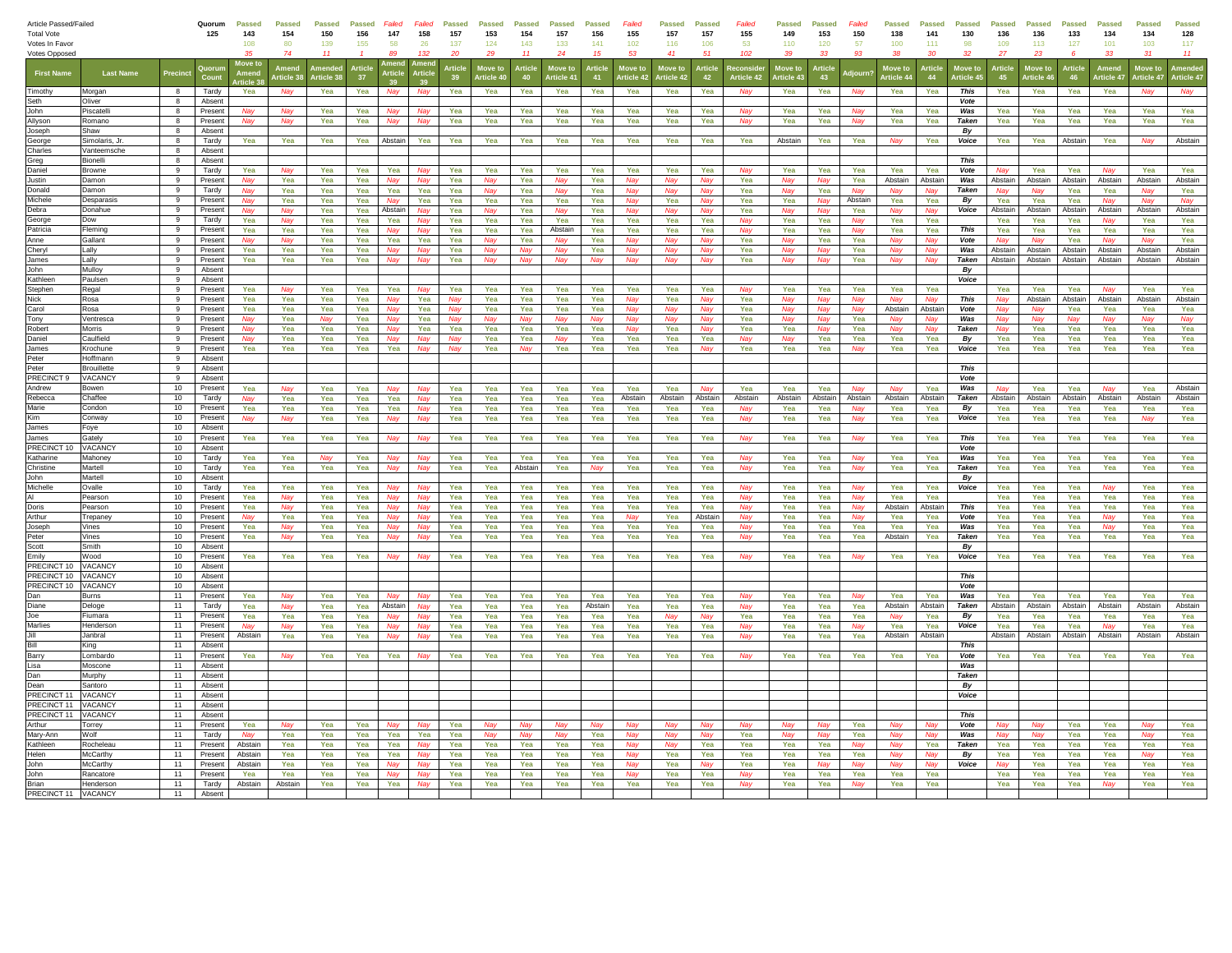| Article Passed/Failed | | | Quorum | Passed | Passed | Passed | Passed | Failed | Failed | Passed | Passed | Passed | Passed | Passed | Failed | Passed | Passed | Failed | Passed | Passed | Failed | Passed | Passed | Passed | Passed | Passed | Passed | Passed | Passed | Passed |
|---|---|---|---|---|---|---|---|---|---|---|---|---|---|---|---|---|---|---|---|---|---|---|---|---|---|---|---|---|---|---|
| Total Vote | | | 125 | 143 | 154 | 150 | 156 | 147 | 158 | 157 | 153 | 154 | 157 | 156 | 155 | 157 | 157 | 155 | 149 | 153 | 150 | 138 | 141 | 130 | 136 | 136 | 133 | 134 | 134 | 128 |
| Votes In Favor | | | | 108 | 80 | 139 | 155 | 58 | 26 | 137 | 124 | 143 | 133 | 141 | 102 | 116 | 106 | 53 | 110 | 120 | 57 | 100 | 111 | 98 | 109 | 113 | 127 | 101 | 103 | 117 |
| Votes Opposed | | | | 35 | 74 | 11 | 1 | 89 | 132 | 20 | 29 | 11 | 24 | 15 | 53 | 41 | 51 | 102 | 39 | 33 | 93 | 38 | 30 | 32 | 27 | 23 | 6 | 33 | 31 | 11 |
| First Name | Last Name | Precinct | Quorum Count | Move to Amend Article 38 | Amend Article 38 | Amended Article 38 | Article 37 | Amend Article 39 | Amend Article 39 | Article 39 | Move to Article 40 | Article 40 | Move to Article 41 | Article 41 | Move to Article 42 | Move to Article 42 | Article 42 | Reconsider Article 42 | Move to Article 43 | Article 43 | Adjourn? | Move to Article 44 | Article 44 | Move to Article 45 | Article 45 | Move to Article 46 | Article 46 | Amend Article 47 | Move to Article 47 | Amended Article 47 |
| Timothy | Morgan | 8 | Tardy | Yea | Nay | Yea | Yea | Nay | Nay | Yea | Yea | Yea | Yea | Yea | Yea | Yea | Yea | Nay | Yea | Yea | Nay | Yea | Yea | This | Yea | Yea | Yea | Yea | Nay | Nay |
| Seth | Oliver | 8 | Absent | | | | | | | | | | | | | | | | | | | | | Vote | | | | | | |
| John | Piscatelli | 8 | Present | Nay | Nay | Yea | Yea | Nay | Nay | Yea | Yea | Yea | Yea | Yea | Yea | Yea | Yea | Nay | Yea | Yea | Nay | Yea | Yea | Was | Yea | Yea | Yea | Yea | Yea | Yea |
| Allyson | Romano | 8 | Present | Nay | Nay | Yea | Yea | Nay | Nay | Yea | Yea | Yea | Yea | Yea | Yea | Yea | Yea | Nay | Yea | Yea | Nay | Yea | Yea | Taken | Yea | Yea | Yea | Yea | Yea | Yea |
| Joseph | Shaw | 8 | Absent | | | | | | | | | | | | | | | | | | | | | By | | | | | | |
| George | Simolaris, Jr. | 8 | Tardy | Yea | Yea | Yea | Yea | Abstain | Yea | Yea | Yea | Yea | Yea | Yea | Yea | Yea | Yea | Yea | Abstain | Yea | Yea | Nay | Yea | Voice | Yea | Yea | Abstain | Yea | Nay | Abstain |
| Charles | Vanteemsche | 8 | Absent | | | | | | | | | | | | | | | | | | | | | | | | | | | |
| Greg | Bionelli | 8 | Absent | | | | | | | | | | | | | | | | | | | | | This | | | | | | |
| Daniel | Browne | 9 | Tardy | Yea | Nay | Yea | Yea | Yea | Nay | Yea | Yea | Yea | Yea | Yea | Yea | Yea | Yea | Nay | Yea | Yea | Yea | Yea | Yea | Vote | Nay | Yea | Yea | Nay | Yea | Yea |
| Justin | Damon | 9 | Present | Nay | Yea | Yea | Yea | Nay | Nay | Yea | Nay | Yea | Nay | Yea | Nay | Nay | Nay | Yea | Nay | Nay | Yea | Abstain | Abstain | Was | Abstain | Abstain | Abstain | Abstain | Abstain | Abstain |
| Donald | Damon | 9 | Tardy | Nay | Yea | Yea | Yea | Yea | Yea | Yea | Nay | Yea | Nay | Yea | Nay | Nay | Nay | Yea | Nay | Yea | Nay | Nay | Nay | Taken | Nay | Nay | Yea | Yea | Nay | Yea |
| Michele | Desparasis | 9 | Present | Nay | Yea | Yea | Yea | Nay | Yea | Yea | Yea | Yea | Yea | Yea | Nay | Yea | Nay | Yea | Yea | Nay | Abstain | Yea | Yea | By | Yea | Yea | Yea | Nay | Nay | Nay |
| Debra | Donahue | 9 | Present | Nay | Nay | Yea | Yea | Abstain | Nay | Yea | Nay | Yea | Nay | Yea | Nay | Nay | Nay | Yea | Nay | Nay | Yea | Nay | Nay | Voice | Abstain | Abstain | Abstain | Abstain | Abstain | Abstain |
| George | Dow | 9 | Tardy | Yea | Nay | Yea | Yea | Yea | Nay | Yea | Yea | Yea | Yea | Yea | Yea | Yea | Yea | Nay | Yea | Yea | Nay | Yea | Yea | | Yea | Yea | Yea | Nay | Yea | Yea |
| Patricia | Fleming | 9 | Present | Yea | Yea | Yea | Yea | Nay | Nay | Yea | Yea | Yea | Abstain | Yea | Yea | Yea | Yea | Nay | Yea | Yea | Nay | Yea | Yea | This | Yea | Yea | Yea | Yea | Yea | Yea |
| Anne | Gallant | 9 | Present | Nay | Nay | Yea | Yea | Yea | Yea | Yea | Nay | Yea | Nay | Yea | Nay | Nay | Nay | Yea | Nay | Yea | Yea | Nay | Nay | Vote | Nay | Nay | Yea | Nay | Nay | Yea |
| Cheryl | Lally | 9 | Present | Yea | Yea | Yea | Yea | Nay | Nay | Yea | Nay | Nay | Nay | Yea | Nay | Nay | Nay | Yea | Nay | Nay | Yea | Nay | Nay | Was | Abstain | Abstain | Abstain | Abstain | Abstain | Abstain |
| James | Lally | 9 | Present | Yea | Yea | Yea | Yea | Nay | Nay | Yea | Nay | Nay | Nay | Nay | Nay | Nay | Nay | Yea | Nay | Nay | Yea | Nay | Nay | Taken | Abstain | Abstain | Abstain | Abstain | Abstain | Abstain |
| John | Mulloy | 9 | Absent | | | | | | | | | | | | | | | | | | | | | By | | | | | | |
| Kathleen | Paulsen | 9 | Absent | | | | | | | | | | | | | | | | | | | | | Voice | | | | | | |
| Stephen | Regal | 9 | Present | Yea | Nay | Yea | Yea | Yea | Nay | Yea | Yea | Yea | Yea | Yea | Yea | Yea | Yea | Nay | Yea | Yea | Yea | Yea | Yea | | Yea | Yea | Yea | Nay | Yea | Yea |
| Nick | Rosa | 9 | Present | Yea | Yea | Yea | Yea | Nay | Nay | Yea | Yea | Yea | Yea | Yea | Nay | Yea | Nay | Yea | Nay | Nay | Nay | Nay | Nay | This | Nay | Abstain | Abstain | Abstain | Abstain | Abstain |
| Carol | Rosa | 9 | Present | Yea | Yea | Yea | Yea | Nay | Yea | Nay | Yea | Yea | Yea | Yea | Nay | Yea | Nay | Yea | Nay | Nay | Nay | Abstain | Abstain | Vote | Nay | Nay | Yea | Yea | Yea | Yea |
| Tony | Ventresca | 9 | Present | Nay | Yea | Nay | Yea | Nay | Yea | Nay | Nay | Nay | Nay | Nay | Nay | Nay | Nay | Yea | Nay | Nay | Yea | Nay | Nay | Was | Nay | Nay | Nay | Nay | Nay | Nay |
| Robert | Morris | 9 | Present | Nay | Yea | Yea | Yea | Nay | Nay | Yea | Yea | Yea | Yea | Yea | Nay | Yea | Nay | Yea | Yea | Nay | Yea | Nay | Nay | Taken | Nay | Yea | Yea | Yea | Yea | Yea |
| Daniel | Caulfield | 9 | Present | Nay | Yea | Yea | Yea | Nay | Nay | Nay | Yea | Yea | Nay | Yea | Yea | Yea | Yea | Nay | Nay | Yea | Yea | Yea | Yea | By | Yea | Yea | Yea | Yea | Yea | Yea |
| James | Krochune | 9 | Present | Yea | Yea | Yea | Yea | Yea | Nay | Nay | Yea | Nay | Yea | Yea | Yea | Yea | Nay | Yea | Yea | Yea | Nay | Yea | Yea | Voice | Yea | Yea | Yea | Yea | Yea | Yea |
| Peter | Hoffmann | 9 | Absent | | | | | | | | | | | | | | | | | | | | | | | | | | | |
| Peter | Brouillette | 9 | Absent | | | | | | | | | | | | | | | | | | | | | This | | | | | | |
| PRECINCT 9 | VACANCY | 9 | Absent | | | | | | | | | | | | | | | | | | | | | Vote | | | | | | |
| Andrew | Bowen | 10 | Present | Yea | Nay | Yea | Yea | Nay | Nay | Yea | Yea | Yea | Yea | Yea | Yea | Yea | Nay | Yea | Yea | Yea | Nay | Nay | Yea | Was | Nay | Yea | Yea | Nay | Yea | Abstain |
| Rebecca | Chaffee | 10 | Tardy | Nay | Yea | Yea | Yea | Yea | Nay | Yea | Yea | Yea | Yea | Yea | Abstain | Abstain | Abstain | Abstain | Abstain | Abstain | Abstain | Abstain | Abstain | Taken | Abstain | Abstain | Abstain | Abstain | Abstain | Abstain |
| Marie | Condon | 10 | Present | Yea | Yea | Yea | Yea | Yea | Nay | Yea | Yea | Yea | Yea | Yea | Yea | Yea | Yea | Nay | Yea | Yea | Nay | Yea | Yea | By | Yea | Yea | Yea | Yea | Yea | Yea |
| Kim | Conway | 10 | Present | Nay | Nay | Yea | Yea | Nay | Nay | Yea | Yea | Yea | Yea | Yea | Yea | Yea | Yea | Nay | Yea | Yea | Nay | Yea | Yea | Voice | Yea | Yea | Yea | Yea | Nay | Yea |
| James | Foye | 10 | Absent | | | | | | | | | | | | | | | | | | | | | | | | | | | |
| James | Gately | 10 | Present | Yea | Yea | Yea | Yea | Nay | Nay | Yea | Yea | Yea | Yea | Yea | Yea | Yea | Yea | Nay | Yea | Yea | Nay | Yea | Yea | This | Yea | Yea | Yea | Yea | Yea | Yea |
| PRECINCT 10 | VACANCY | 10 | Absent | | | | | | | | | | | | | | | | | | | | | Vote | | | | | | |
| Katharine | Mahoney | 10 | Tardy | Yea | Yea | Nay | Yea | Nay | Nay | Yea | Yea | Yea | Yea | Yea | Yea | Yea | Yea | Nay | Yea | Yea | Nay | Yea | Yea | Was | Yea | Yea | Yea | Yea | Yea | Yea |
| Christine | Martell | 10 | Tardy | Yea | Yea | Yea | Yea | Nay | Nay | Yea | Yea | Abstain | Yea | Nay | Yea | Yea | Yea | Nay | Yea | Yea | Nay | Yea | Yea | Taken | Yea | Yea | Yea | Yea | Yea | Yea |
| John | Martell | 10 | Absent | | | | | | | | | | | | | | | | | | | | | By | | | | | | |
| Michelle | Ovalle | 10 | Tardy | Yea | Yea | Yea | Yea | Nay | Nay | Yea | Yea | Yea | Yea | Yea | Yea | Yea | Yea | Nay | Yea | Yea | Nay | Yea | Yea | Voice | Yea | Yea | Yea | Nay | Yea | Yea |
| Al | Pearson | 10 | Present | Yea | Nay | Yea | Yea | Nay | Nay | Yea | Yea | Yea | Yea | Yea | Yea | Yea | Yea | Nay | Yea | Yea | Nay | Yea | Yea | | Yea | Yea | Yea | Yea | Yea | Yea |
| Doris | Pearson | 10 | Present | Yea | Nay | Yea | Yea | Nay | Nay | Yea | Yea | Yea | Yea | Yea | Yea | Yea | Yea | Nay | Yea | Yea | Nay | Abstain | Abstain | This | Yea | Yea | Yea | Yea | Yea | Yea |
| Arthur | Trepaney | 10 | Present | Nay | Yea | Yea | Yea | Nay | Nay | Yea | Yea | Yea | Yea | Yea | Nay | Yea | Abstain | Nay | Yea | Yea | Nay | Yea | Yea | Vote | Yea | Yea | Yea | Nay | Yea | Yea |
| Joseph | Vines | 10 | Present | Yea | Nay | Yea | Yea | Nay | Nay | Yea | Yea | Yea | Yea | Yea | Yea | Yea | Yea | Nay | Yea | Yea | Yea | Yea | Yea | Was | Yea | Yea | Yea | Nay | Yea | Yea |
| Peter | Vines | 10 | Present | Yea | Nay | Yea | Yea | Nay | Nay | Yea | Yea | Yea | Yea | Yea | Yea | Yea | Yea | Nay | Yea | Yea | Yea | Abstain | Yea | Taken | Yea | Yea | Yea | Yea | Yea | Yea |
| Scott | Smith | 10 | Absent | | | | | | | | | | | | | | | | | | | | | By | | | | | | |
| Emily | Wood | 10 | Present | Yea | Yea | Yea | Yea | Nay | Nay | Yea | Yea | Yea | Yea | Yea | Yea | Yea | Yea | Nay | Yea | Yea | Nay | Yea | Yea | Voice | Yea | Yea | Yea | Yea | Yea | Yea |
| PRECINCT 10 | VACANCY | 10 | Absent | | | | | | | | | | | | | | | | | | | | | | | | | | | |
| PRECINCT 10 | VACANCY | 10 | Absent | | | | | | | | | | | | | | | | | | | | | This | | | | | | |
| PRECINCT 10 | VACANCY | 10 | Absent | | | | | | | | | | | | | | | | | | | | | Vote | | | | | | |
| Dan | Burns | 11 | Present | Yea | Nay | Yea | Yea | Nay | Nay | Yea | Yea | Yea | Yea | Yea | Yea | Yea | Yea | Nay | Yea | Yea | Nay | Yea | Yea | Was | Yea | Yea | Yea | Yea | Yea | Yea |
| Diane | Deloge | 11 | Tardy | Yea | Nay | Yea | Yea | Abstain | Nay | Yea | Yea | Yea | Yea | Abstain | Yea | Yea | Yea | Nay | Yea | Yea | Yea | Abstain | Abstain | Taken | Abstain | Abstain | Abstain | Abstain | Abstain | Abstain |
| Joe | Fiumara | 11 | Present | Yea | Yea | Yea | Yea | Nay | Nay | Yea | Yea | Yea | Yea | Yea | Yea | Nay | Nay | Yea | Yea | Yea | Yea | Nay | Yea | By | Yea | Yea | Yea | Yea | Yea | Yea |
| Marlies | Henderson | 11 | Present | Nay | Nay | Yea | Yea | Nay | Nay | Yea | Yea | Yea | Yea | Yea | Yea | Yea | Yea | Nay | Yea | Yea | Nay | Yea | Yea | Voice | Yea | Yea | Yea | Nay | Yea | Yea |
| Jill | Janbral | 11 | Present | Abstain | Yea | Yea | Yea | Nay | Nay | Yea | Yea | Yea | Yea | Yea | Yea | Yea | Yea | Nay | Yea | Yea | Yea | Abstain | Abstain | | Abstain | Abstain | Abstain | Abstain | Abstain | Abstain |
| Bill | King | 11 | Absent | | | | | | | | | | | | | | | | | | | | | This | | | | | | |
| Barry | Lombardo | 11 | Present | Yea | Nay | Yea | Yea | Yea | Nay | Yea | Yea | Yea | Yea | Yea | Yea | Yea | Yea | Nay | Yea | Yea | Yea | Yea | Yea | Vote | Yea | Yea | Yea | Yea | Yea | Yea |
| Lisa | Moscone | 11 | Absent | | | | | | | | | | | | | | | | | | | | | Was | | | | | | |
| Dan | Murphy | 11 | Absent | | | | | | | | | | | | | | | | | | | | | Taken | | | | | | |
| Dean | Santoro | 11 | Absent | | | | | | | | | | | | | | | | | | | | | By | | | | | | |
| PRECINCT 11 | VACANCY | 11 | Absent | | | | | | | | | | | | | | | | | | | | | Voice | | | | | | |
| PRECINCT 11 | VACANCY | 11 | Absent | | | | | | | | | | | | | | | | | | | | | | | | | | | |
| PRECINCT 11 | VACANCY | 11 | Absent | | | | | | | | | | | | | | | | | | | | | This | | | | | | |
| Arthur | Torrey | 11 | Present | Yea | Nay | Yea | Yea | Nay | Nay | Yea | Nay | Nay | Nay | Nay | Nay | Nay | Nay | Nay | Nay | Nay | Yea | Nay | Nay | Vote | Nay | Nay | Yea | Yea | Nay | Yea |
| Mary-Ann | Wolf | 11 | Tardy | Nay | Yea | Yea | Yea | Yea | Yea | Yea | Nay | Nay | Nay | Yea | Nay | Nay | Nay | Yea | Nay | Nay | Yea | Nay | Nay | Was | Nay | Nay | Yea | Yea | Nay | Yea |
| Kathleen | Rocheleau | 11 | Present | Abstain | Yea | Yea | Yea | Yea | Nay | Yea | Yea | Yea | Yea | Yea | Nay | Nay | Yea | Yea | Yea | Yea | Nay | Nay | Yea | Taken | Yea | Yea | Yea | Yea | Yea | Yea |
| Helen | McCarthy | 11 | Present | Abstain | Yea | Yea | Yea | Yea | Nay | Yea | Yea | Yea | Yea | Yea | Nay | Yea | Yea | Yea | Yea | Yea | Yea | Nay | Nay | By | Yea | Yea | Yea | Yea | Nay | Yea |
| John | McCarthy | 11 | Present | Abstain | Yea | Yea | Yea | Nay | Nay | Yea | Yea | Yea | Yea | Yea | Nay | Yea | Nay | Yea | Yea | Nay | Nay | Nay | Nay | Voice | Yea | Yea | Yea | Yea | Yea | Yea |
| John | Rancatore | 11 | Present | Yea | Yea | Yea | Yea | Nay | Nay | Yea | Yea | Yea | Yea | Yea | Nay | Yea | Yea | Nay | Yea | Yea | Yea | Yea | Yea | | Yea | Yea | Yea | Yea | Yea | Yea |
| Brian | Henderson | 11 | Tardy | Abstain | Abstain | Yea | Yea | Yea | Nay | Yea | Yea | Yea | Yea | Yea | Yea | Yea | Yea | Nay | Yea | Yea | Nay | Yea | Yea | | Yea | Yea | Yea | Nay | Yea | Yea |
| PRECINCT 11 | VACANCY | 11 | Absent | | | | | | | | | | | | | | | | | | | | | | | | | | | |